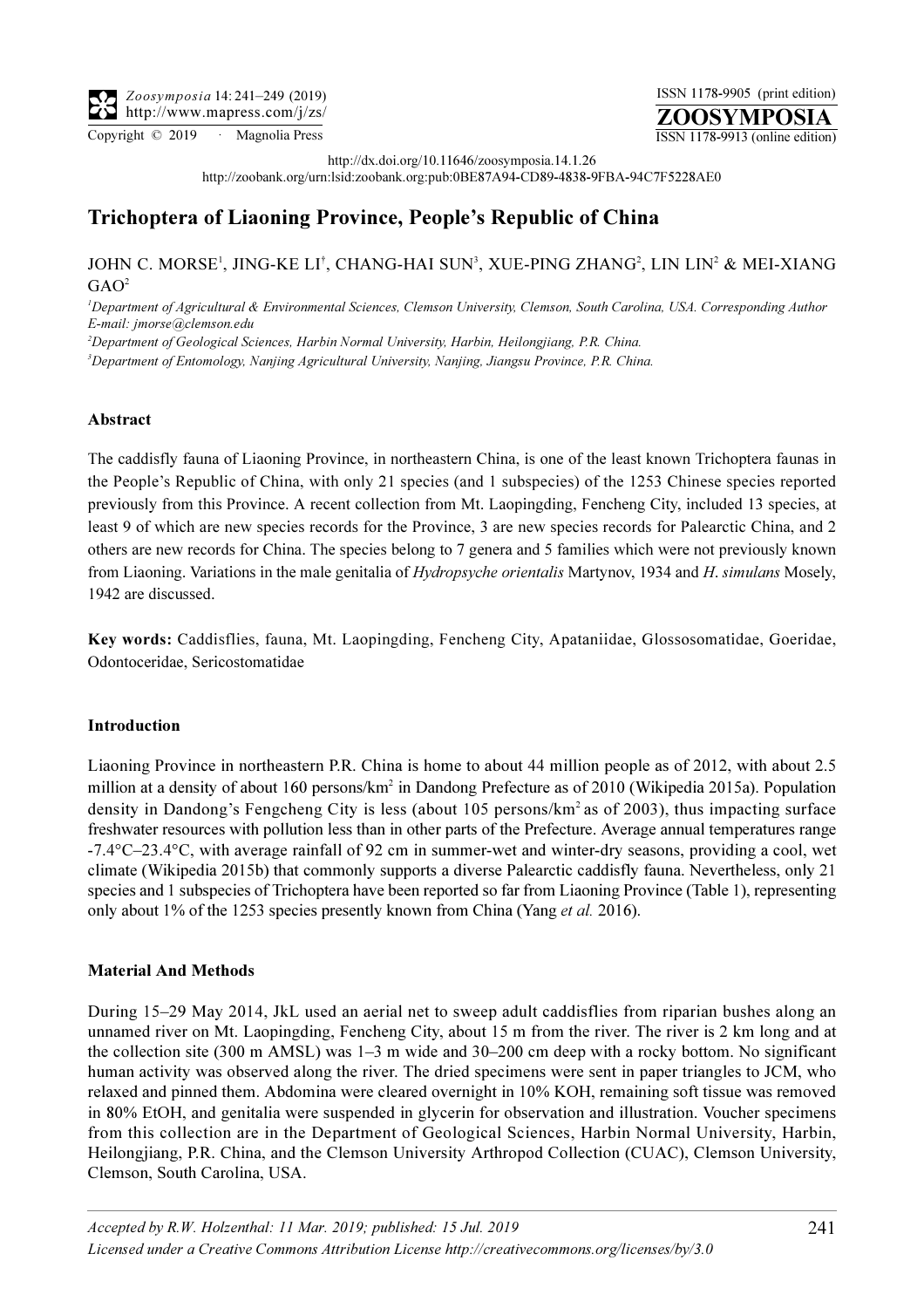http://dx.doi.org/10.11646/zoosymposia.14.1.26

http://zoobank.org/urn:lsid:zoobank.org:pub:0BE87A94-CD89-4838-9FBA-94C7F5228AE0

# Trichoptera of Liaoning Province, People's Republic of China

JOHN C. MORSE[1], JING-KE LI[†], CHANG-HAI SUN[3], XUE-PING ZHANG[2], LIN LIN[2] & MEI-XIANG GAO[2]

[1]*Department of Agricultural & Environmental Sciences, Clemson University, Clemson, South Carolina, USA. Corresponding Author E-mail: jmorse@clemson.edu*

[2]*Department of Geological Sciences, Harbin Normal University, Harbin, Heilongjiang, P.R. China.*

[3]*Department of Entomology, Nanjing Agricultural University, Nanjing, Jiangsu Province, P.R. China.*

### Abstract

The caddisfly fauna of Liaoning Province, in northeastern China, is one of the least known Trichoptera faunas in the People's Republic of China, with only 21 species (and 1 subspecies) of the 1253 Chinese species reported previously from this Province. A recent collection from Mt. Laopingding, Fencheng City, included 13 species, at least 9 of which are new species records for the Province, 3 are new species records for Palearctic China, and 2 others are new records for China. The species belong to 7 genera and 5 families which were not previously known from Liaoning. Variations in the male genitalia of *Hydropsyche orientalis* Martynov, 1934 and *H. simulans* Mosely, 1942 are discussed.

**Key words:** Caddisflies, fauna, Mt. Laopingding, Fencheng City, Apataniidae, Glossosomatidae, Goeridae, Odontoceridae, Sericostomatidae

### Introduction

Liaoning Province in northeastern P.R. China is home to about 44 million people as of 2012, with about 2.5 million at a density of about 160 persons/km$^2$ in Dandong Prefecture as of 2010 (Wikipedia 2015a). Population density in Dandong's Fengcheng City is less (about 105 persons/km$^2$ as of 2003), thus impacting surface freshwater resources with pollution less than in other parts of the Prefecture. Average annual temperatures range -7.4°C–23.4°C, with average rainfall of 92 cm in summer-wet and winter-dry seasons, providing a cool, wet climate (Wikipedia 2015b) that commonly supports a diverse Palearctic caddisfly fauna. Nevertheless, only 21 species and 1 subspecies of Trichoptera have been reported so far from Liaoning Province (Table 1), representing only about 1% of the 1253 species presently known from China (Yang *et al.* 2016).

### Material And Methods

During 15–29 May 2014, JkL used an aerial net to sweep adult caddisflies from riparian bushes along an unnamed river on Mt. Laopingding, Fencheng City, about 15 m from the river. The river is 2 km long and at the collection site (300 m AMSL) was 1–3 m wide and 30–200 cm deep with a rocky bottom. No significant human activity was observed along the river. The dried specimens were sent in paper triangles to JCM, who relaxed and pinned them. Abdomina were cleared overnight in 10% KOH, remaining soft tissue was removed in 80% EtOH, and genitalia were suspended in glycerin for observation and illustration. Voucher specimens from this collection are in the Department of Geological Sciences, Harbin Normal University, Harbin, Heilongjiang, P.R. China, and the Clemson University Arthropod Collection (CUAC), Clemson University, Clemson, South Carolina, USA.

*Accepted by R.W. Holzenthal: 11 Mar. 2019; published: 15 Jul. 2019*

*Licensed under a Creative Commons Attribution License http://creativecommons.org/licenses/by/3.0*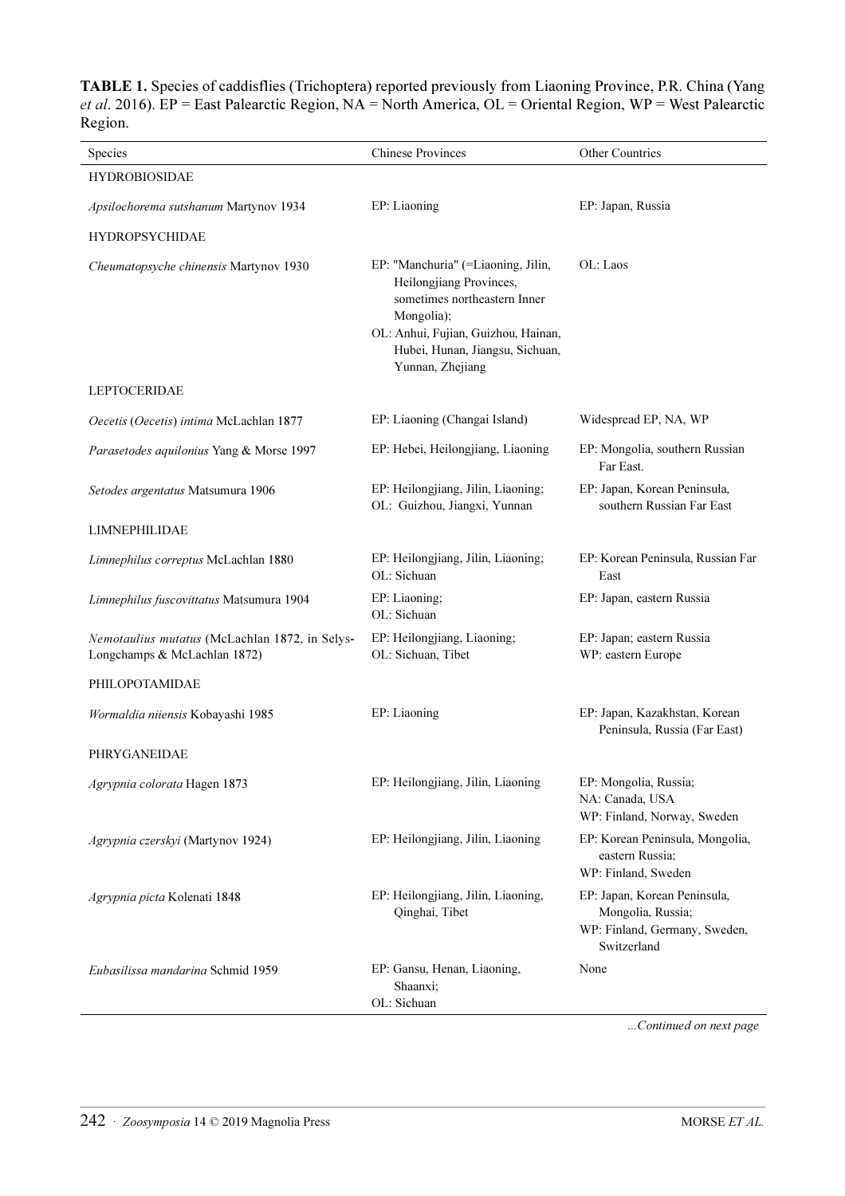**TABLE 1.** Species of caddisflies (Trichoptera) reported previously from Liaoning Province, P.R. China (Yang *et al*. 2016). EP = East Palearctic Region, NA = North America, OL = Oriental Region, WP = West Palearctic Region.

| Species | Chinese Provinces | Other Countries |
|---|---|---|
| HYDROBIOSIDAE | | |
| *Apsilochorema sutshanum* Martynov 1934 | EP: Liaoning | EP: Japan, Russia |
| HYDROPSYCHIDAE | | |
| *Cheumatopsyche chinensis* Martynov 1930 | EP: "Manchuria" (=Liaoning, Jilin, Heilongjiang Provinces, sometimes northeastern Inner Mongolia); OL: Anhui, Fujian, Guizhou, Hainan, Hubei, Hunan, Jiangsu, Sichuan, Yunnan, Zhejiang | OL: Laos |
| LEPTOCERIDAE | | |
| *Oecetis* (*Oecetis*) *intima* McLachlan 1877 | EP: Liaoning (Changai Island) | Widespread EP, NA, WP |
| *Parasetodes aquilonius* Yang & Morse 1997 | EP: Hebei, Heilongjiang, Liaoning | EP: Mongolia, southern Russian Far East. |
| *Setodes argentatus* Matsumura 1906 | EP: Heilongjiang, Jilin, Liaoning; OL: Guizhou, Jiangxi, Yunnan | EP: Japan, Korean Peninsula, southern Russian Far East |
| LIMNEPHILIDAE | | |
| *Limnephilus correptus* McLachlan 1880 | EP: Heilongjiang, Jilin, Liaoning; OL: Sichuan | EP: Korean Peninsula, Russian Far East |
| *Limnephilus fuscovittatus* Matsumura 1904 | EP: Liaoning; OL: Sichuan | EP: Japan, eastern Russia |
| *Nemotaulius mutatus* (McLachlan 1872, in Selys-Longchamps & McLachlan 1872) | EP: Heilongjiang, Liaoning; OL: Sichuan, Tibet | EP: Japan; eastern Russia WP: eastern Europe |
| PHILOPOTAMIDAE | | |
| *Wormaldia niiensis* Kobayashi 1985 | EP: Liaoning | EP: Japan, Kazakhstan, Korean Peninsula, Russia (Far East) |
| PHRYGANEIDAE | | |
| *Agrypnia colorata* Hagen 1873 | EP: Heilongjiang, Jilin, Liaoning | EP: Mongolia, Russia; NA: Canada, USA WP: Finland, Norway, Sweden |
| *Agrypnia czerskyi* (Martynov 1924) | EP: Heilongjiang, Jilin, Liaoning | EP: Korean Peninsula, Mongolia, eastern Russia; WP: Finland, Sweden |
| *Agrypnia picta* Kolenati 1848 | EP: Heilongjiang, Jilin, Liaoning, Qinghai, Tibet | EP: Japan, Korean Peninsula, Mongolia, Russia; WP: Finland, Germany, Sweden, Switzerland |
| *Eubasilissa mandarina* Schmid 1959 | EP: Gansu, Henan, Liaoning, Shaanxi; OL: Sichuan | None |

*...Continued on next page*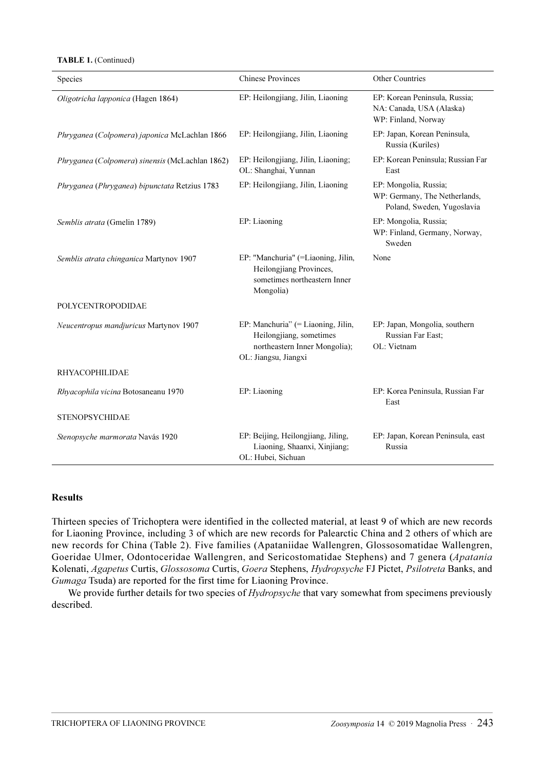**TABLE 1.** (Continued)

| Species | Chinese Provinces | Other Countries |
|---|---|---|
| *Oligotricha lapponica* (Hagen 1864) | EP: Heilongjiang, Jilin, Liaoning | EP: Korean Peninsula, Russia; NA: Canada, USA (Alaska) WP: Finland, Norway |
| *Phryganea* (*Colpomera*) *japonica* McLachlan 1866 | EP: Heilongjiang, Jilin, Liaoning | EP: Japan, Korean Peninsula, Russia (Kuriles) |
| *Phryganea* (*Colpomera*) *sinensis* (McLachlan 1862) | EP: Heilongjiang, Jilin, Liaoning; OL: Shanghai, Yunnan | EP: Korean Peninsula; Russian Far East |
| *Phryganea* (*Phryganea*) *bipunctata* Retzius 1783 | EP: Heilongjiang, Jilin, Liaoning | EP: Mongolia, Russia; WP: Germany, The Netherlands, Poland, Sweden, Yugoslavia |
| *Semblis atrata* (Gmelin 1789) | EP: Liaoning | EP: Mongolia, Russia; WP: Finland, Germany, Norway, Sweden |
| *Semblis atrata chinganica* Martynov 1907 | EP: "Manchuria" (=Liaoning, Jilin, Heilongjiang Provinces, sometimes northeastern Inner Mongolia) | None |
| POLYCENTROPODIDAE | | |
| *Neucentropus mandjuricus* Martynov 1907 | EP: Manchuria" (= Liaoning, Jilin, Heilongjiang, sometimes northeastern Inner Mongolia); OL: Jiangsu, Jiangxi | EP: Japan, Mongolia, southern Russian Far East; OL: Vietnam |
| RHYACOPHILIDAE | | |
| *Rhyacophila vicina* Botosaneanu 1970 | EP: Liaoning | EP: Korea Peninsula, Russian Far East |
| STENOPSYCHIDAE | | |
| *Stenopsyche marmorata* Navás 1920 | EP: Beijing, Heilongjiang, Jiling, Liaoning, Shaanxi, Xinjiang; OL: Hubei, Sichuan | EP: Japan, Korean Peninsula, east Russia |

## Results

Thirteen species of Trichoptera were identified in the collected material, at least 9 of which are new records for Liaoning Province, including 3 of which are new records for Palearctic China and 2 others of which are new records for China (Table 2). Five families (Apataniidae Wallengren, Glossosomatidae Wallengren, Goeridae Ulmer, Odontoceridae Wallengren, and Sericostomatidae Stephens) and 7 genera (*Apatania* Kolenati, *Agapetus* Curtis, *Glossosoma* Curtis, *Goera* Stephens, *Hydropsyche* FJ Pictet, *Psilotreta* Banks, and *Gumaga* Tsuda) are reported for the first time for Liaoning Province.

We provide further details for two species of *Hydropsyche* that vary somewhat from specimens previously described.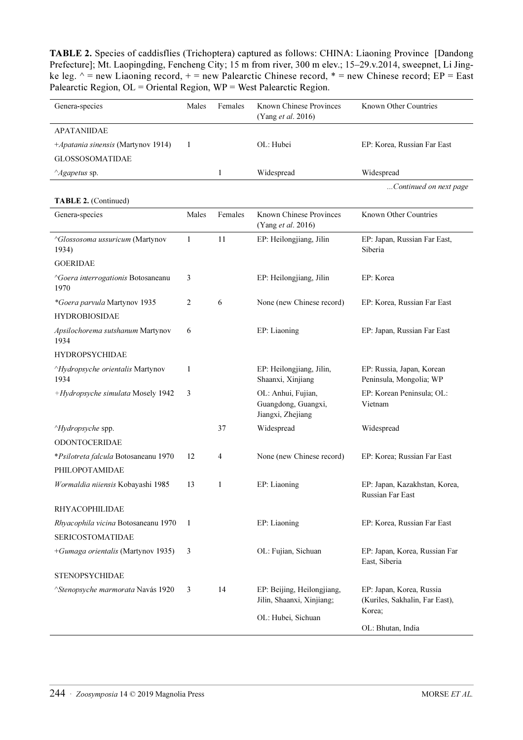**TABLE 2.** Species of caddisflies (Trichoptera) captured as follows: CHINA: Liaoning Province [Dandong Prefecture]; Mt. Laopingding, Fencheng City; 15 m from river, 300 m elev.; 15–29.v.2014, sweepnet, Li Jingke leg. ^ = new Liaoning record, + = new Palearctic Chinese record, * = new Chinese record; EP = East Palearctic Region, OL = Oriental Region, WP = West Palearctic Region.

| Genera-species | Males | Females | Known Chinese Provinces (Yang *et al*. 2016) | Known Other Countries |
|---|---|---|---|---|
| APATANIIDAE | | | | |
| +*Apatania sinensis* (Martynov 1914) | 1 | | OL: Hubei | EP: Korea, Russian Far East |
| GLOSSOSOMATIDAE | | | | |
| ^*Agapetus* sp. | | 1 | Widespread | Widespread |
| ^*Glossosoma ussuricum* (Martynov 1934) | 1 | 11 | EP: Heilongjiang, Jilin | EP: Japan, Russian Far East, Siberia |
| GOERIDAE | | | | |
| ^*Goera interrogationis* Botosaneanu 1970 | 3 | | EP: Heilongjiang, Jilin | EP: Korea |
| **Goera parvula* Martynov 1935 | 2 | 6 | None (new Chinese record) | EP: Korea, Russian Far East |
| HYDROBIOSIDAE | | | | |
| *Apsilochorema sutshanum* Martynov 1934 | 6 | | EP: Liaoning | EP: Japan, Russian Far East |
| HYDROPSYCHIDAE | | | | |
| ^*Hydropsyche orientalis* Martynov 1934 | 1 | | EP: Heilongjiang, Jilin, Shaanxi, Xinjiang | EP: Russia, Japan, Korean Peninsula, Mongolia; WP |
| +*Hydropsyche simulata* Mosely 1942 | 3 | | OL: Anhui, Fujian, Guangdong, Guangxi, Jiangxi, Zhejiang | EP: Korean Peninsula; OL: Vietnam |
| ^*Hydropsyche* spp. | | 37 | Widespread | Widespread |
| ODONTOCERIDAE | | | | |
| **Psilotreta falcula* Botosaneanu 1970 | 12 | 4 | None (new Chinese record) | EP: Korea; Russian Far East |
| PHILOPOTAMIDAE | | | | |
| *Wormaldia niiensis* Kobayashi 1985 | 13 | 1 | EP: Liaoning | EP: Japan, Kazakhstan, Korea, Russian Far East |
| RHYACOPHILIDAE | | | | |
| *Rhyacophila vicina* Botosaneanu 1970 | 1 | | EP: Liaoning | EP: Korea, Russian Far East |
| SERICOSTOMATIDAE | | | | |
| +*Gumaga orientalis* (Martynov 1935) | 3 | | OL: Fujian, Sichuan | EP: Japan, Korea, Russian Far East, Siberia |
| STENOPSYCHIDAE | | | | |
| ^*Stenopsyche marmorata* Navás 1920 | 3 | 14 | EP: Beijing, Heilongjiang, Jilin, Shaanxi, Xinjiang; OL: Hubei, Sichuan | EP: Japan, Korea, Russia (Kuriles, Sakhalin, Far East), Korea; OL: Bhutan, India |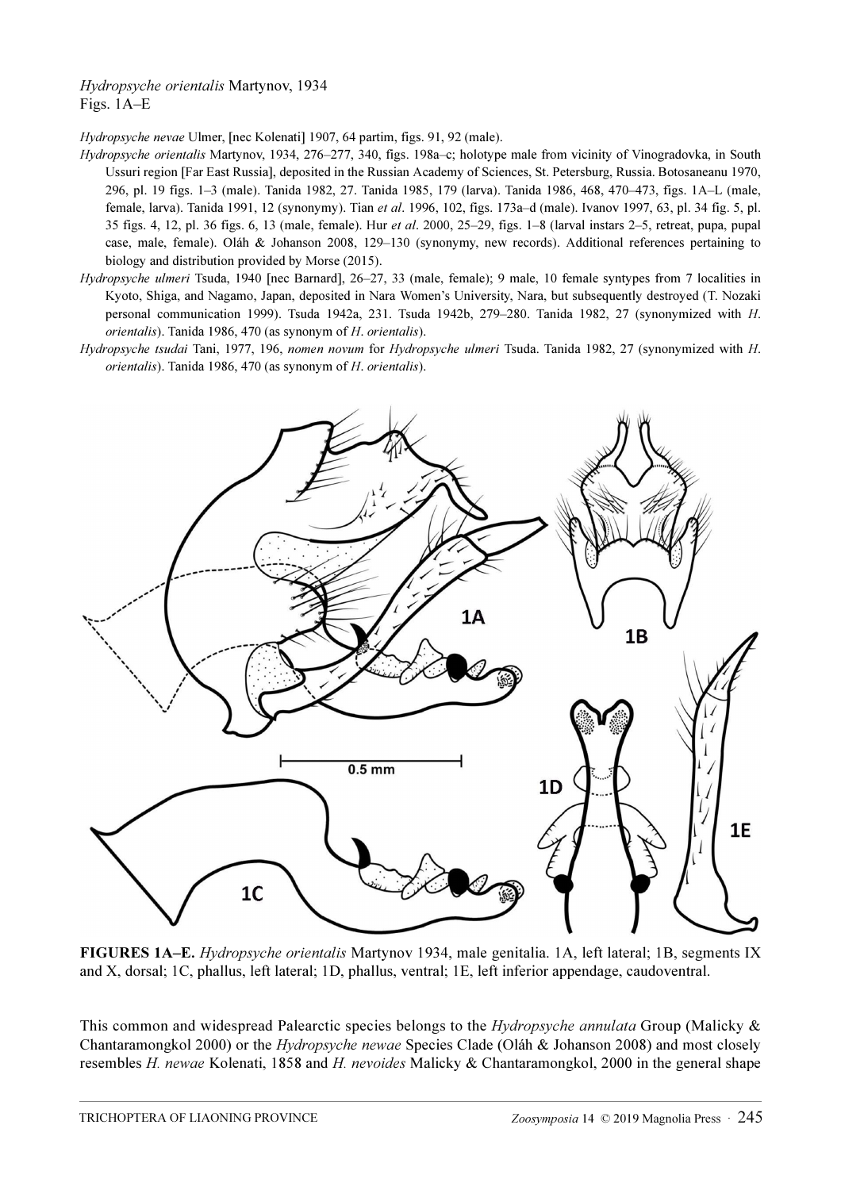*Hydropsyche orientalis* Martynov, 1934
Figs. 1A–E

*Hydropsyche nevae* Ulmer, [nec Kolenati] 1907, 64 partim, figs. 91, 92 (male).

*Hydropsyche orientalis* Martynov, 1934, 276–277, 340, figs. 198a–c; holotype male from vicinity of Vinogradovka, in South Ussuri region [Far East Russia], deposited in the Russian Academy of Sciences, St. Petersburg, Russia. Botosaneanu 1970, 296, pl. 19 figs. 1–3 (male). Tanida 1982, 27. Tanida 1985, 179 (larva). Tanida 1986, 468, 470–473, figs. 1A–L (male, female, larva). Tanida 1991, 12 (synonymy). Tian *et al*. 1996, 102, figs. 173a–d (male). Ivanov 1997, 63, pl. 34 fig. 5, pl. 35 figs. 4, 12, pl. 36 figs. 6, 13 (male, female). Hur *et al*. 2000, 25–29, figs. 1–8 (larval instars 2–5, retreat, pupa, pupal case, male, female). Oláh & Johanson 2008, 129–130 (synonymy, new records). Additional references pertaining to biology and distribution provided by Morse (2015).

*Hydropsyche ulmeri* Tsuda, 1940 [nec Barnard], 26–27, 33 (male, female); 9 male, 10 female syntypes from 7 localities in Kyoto, Shiga, and Nagamo, Japan, deposited in Nara Women's University, Nara, but subsequently destroyed (T. Nozaki personal communication 1999). Tsuda 1942a, 231. Tsuda 1942b, 279–280. Tanida 1982, 27 (synonymized with *H. orientalis*). Tanida 1986, 470 (as synonym of *H. orientalis*).

*Hydropsyche tsudai* Tani, 1977, 196, *nomen novum* for *Hydropsyche ulmeri* Tsuda. Tanida 1982, 27 (synonymized with *H. orientalis*). Tanida 1986, 470 (as synonym of *H. orientalis*).

**FIGURES 1A–E.** *Hydropsyche orientalis* Martynov 1934, male genitalia. 1A, left lateral; 1B, segments IX and X, dorsal; 1C, phallus, left lateral; 1D, phallus, ventral; 1E, left inferior appendage, caudoventral.

This common and widespread Palearctic species belongs to the *Hydropsyche annulata* Group (Malicky & Chantaramongkol 2000) or the *Hydropsyche newae* Species Clade (Oláh & Johanson 2008) and most closely resembles *H. newae* Kolenati, 1858 and *H. nevoides* Malicky & Chantaramongkol, 2000 in the general shape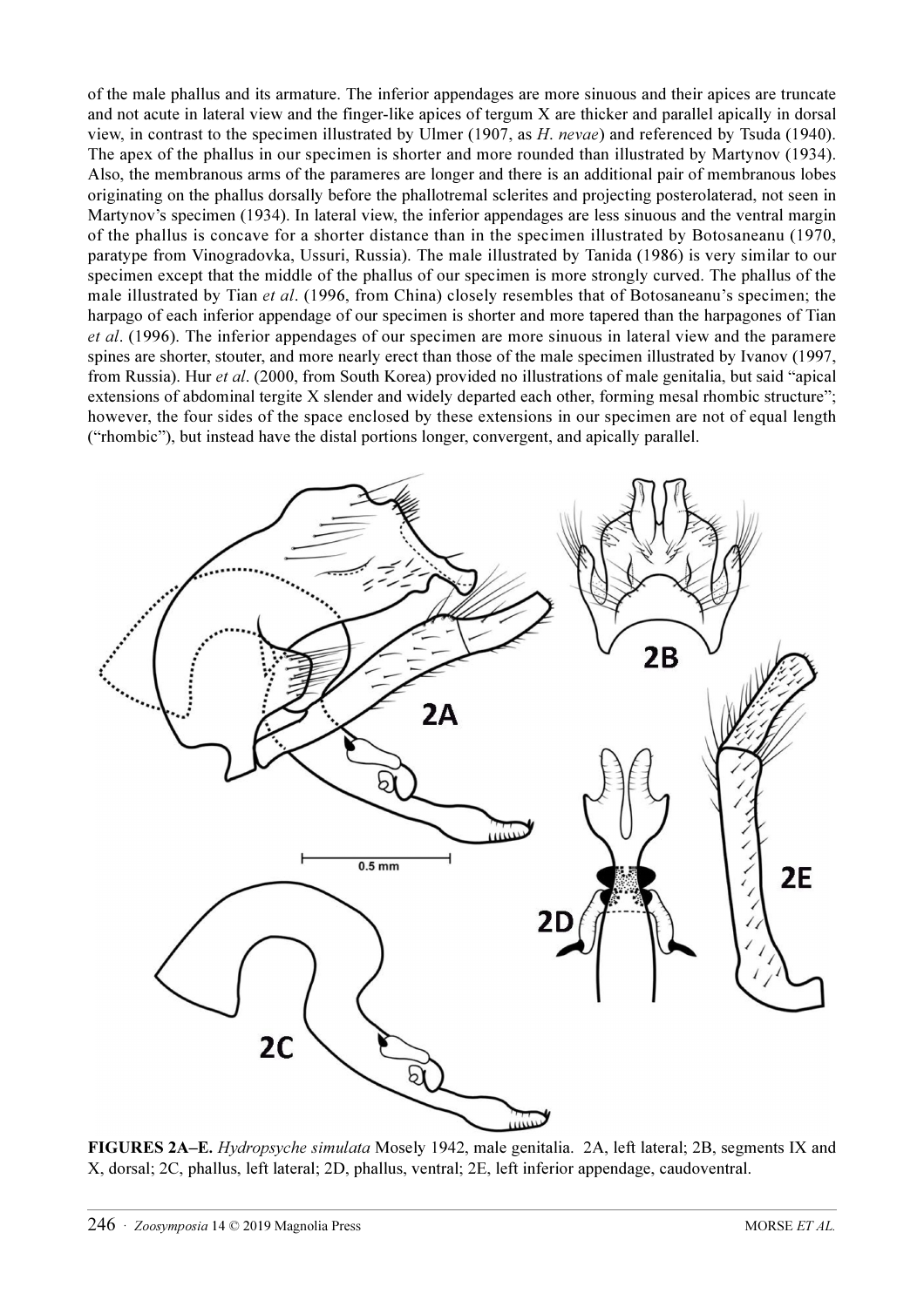of the male phallus and its armature. The inferior appendages are more sinuous and their apices are truncate and not acute in lateral view and the finger-like apices of tergum X are thicker and parallel apically in dorsal view, in contrast to the specimen illustrated by Ulmer (1907, as *H. nevae*) and referenced by Tsuda (1940). The apex of the phallus in our specimen is shorter and more rounded than illustrated by Martynov (1934). Also, the membranous arms of the parameres are longer and there is an additional pair of membranous lobes originating on the phallus dorsally before the phallotremal sclerites and projecting posterolaterad, not seen in Martynov's specimen (1934). In lateral view, the inferior appendages are less sinuous and the ventral margin of the phallus is concave for a shorter distance than in the specimen illustrated by Botosaneanu (1970, paratype from Vinogradovka, Ussuri, Russia). The male illustrated by Tanida (1986) is very similar to our specimen except that the middle of the phallus of our specimen is more strongly curved. The phallus of the male illustrated by Tian *et al*. (1996, from China) closely resembles that of Botosaneanu's specimen; the harpago of each inferior appendage of our specimen is shorter and more tapered than the harpagones of Tian *et al*. (1996). The inferior appendages of our specimen are more sinuous in lateral view and the paramere spines are shorter, stouter, and more nearly erect than those of the male specimen illustrated by Ivanov (1997, from Russia). Hur *et al*. (2000, from South Korea) provided no illustrations of male genitalia, but said "apical extensions of abdominal tergite X slender and widely departed each other, forming mesal rhombic structure"; however, the four sides of the space enclosed by these extensions in our specimen are not of equal length ("rhombic"), but instead have the distal portions longer, convergent, and apically parallel.

**FIGURES 2A–E.** *Hydropsyche simulata* Mosely 1942, male genitalia. 2A, left lateral; 2B, segments IX and X, dorsal; 2C, phallus, left lateral; 2D, phallus, ventral; 2E, left inferior appendage, caudoventral.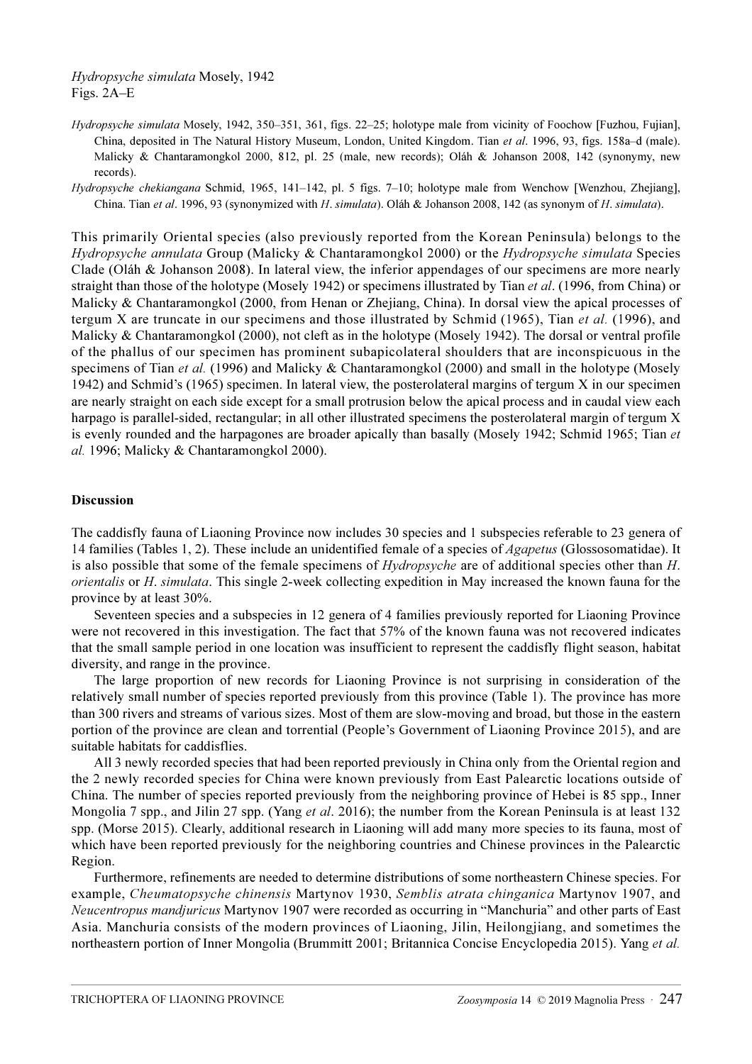*Hydropsyche simulata* Mosely, 1942
Figs. 2A–E

*Hydropsyche simulata* Mosely, 1942, 350–351, 361, figs. 22–25; holotype male from vicinity of Foochow [Fuzhou, Fujian], China, deposited in The Natural History Museum, London, United Kingdom. Tian *et al*. 1996, 93, figs. 158a–d (male). Malicky & Chantaramongkol 2000, 812, pl. 25 (male, new records); Oláh & Johanson 2008, 142 (synonymy, new records).

*Hydropsyche chekiangana* Schmid, 1965, 141–142, pl. 5 figs. 7–10; holotype male from Wenchow [Wenzhou, Zhejiang], China. Tian *et al*. 1996, 93 (synonymized with *H. simulata*). Oláh & Johanson 2008, 142 (as synonym of *H. simulata*).

This primarily Oriental species (also previously reported from the Korean Peninsula) belongs to the *Hydropsyche annulata* Group (Malicky & Chantaramongkol 2000) or the *Hydropsyche simulata* Species Clade (Oláh & Johanson 2008). In lateral view, the inferior appendages of our specimens are more nearly straight than those of the holotype (Mosely 1942) or specimens illustrated by Tian *et al*. (1996, from China) or Malicky & Chantaramongkol (2000, from Henan or Zhejiang, China). In dorsal view the apical processes of tergum X are truncate in our specimens and those illustrated by Schmid (1965), Tian *et al.* (1996), and Malicky & Chantaramongkol (2000), not cleft as in the holotype (Mosely 1942). The dorsal or ventral profile of the phallus of our specimen has prominent subapicolateral shoulders that are inconspicuous in the specimens of Tian *et al.* (1996) and Malicky & Chantaramongkol (2000) and small in the holotype (Mosely 1942) and Schmid's (1965) specimen. In lateral view, the posterolateral margins of tergum X in our specimen are nearly straight on each side except for a small protrusion below the apical process and in caudal view each harpago is parallel-sided, rectangular; in all other illustrated specimens the posterolateral margin of tergum X is evenly rounded and the harpagones are broader apically than basally (Mosely 1942; Schmid 1965; Tian *et al.* 1996; Malicky & Chantaramongkol 2000).

## Discussion

The caddisfly fauna of Liaoning Province now includes 30 species and 1 subspecies referable to 23 genera of 14 families (Tables 1, 2). These include an unidentified female of a species of *Agapetus* (Glossosomatidae). It is also possible that some of the female specimens of *Hydropsyche* are of additional species other than *H. orientalis* or *H. simulata*. This single 2-week collecting expedition in May increased the known fauna for the province by at least 30%.

Seventeen species and a subspecies in 12 genera of 4 families previously reported for Liaoning Province were not recovered in this investigation. The fact that 57% of the known fauna was not recovered indicates that the small sample period in one location was insufficient to represent the caddisfly flight season, habitat diversity, and range in the province.

The large proportion of new records for Liaoning Province is not surprising in consideration of the relatively small number of species reported previously from this province (Table 1). The province has more than 300 rivers and streams of various sizes. Most of them are slow-moving and broad, but those in the eastern portion of the province are clean and torrential (People's Government of Liaoning Province 2015), and are suitable habitats for caddisflies.

All 3 newly recorded species that had been reported previously in China only from the Oriental region and the 2 newly recorded species for China were known previously from East Palearctic locations outside of China. The number of species reported previously from the neighboring province of Hebei is 85 spp., Inner Mongolia 7 spp., and Jilin 27 spp. (Yang *et al*. 2016); the number from the Korean Peninsula is at least 132 spp. (Morse 2015). Clearly, additional research in Liaoning will add many more species to its fauna, most of which have been reported previously for the neighboring countries and Chinese provinces in the Palearctic Region.

Furthermore, refinements are needed to determine distributions of some northeastern Chinese species. For example, *Cheumatopsyche chinensis* Martynov 1930, *Semblis atrata chinganica* Martynov 1907, and *Neucentropus mandjuricus* Martynov 1907 were recorded as occurring in "Manchuria" and other parts of East Asia. Manchuria consists of the modern provinces of Liaoning, Jilin, Heilongjiang, and sometimes the northeastern portion of Inner Mongolia (Brummitt 2001; Britannica Concise Encyclopedia 2015). Yang *et al.*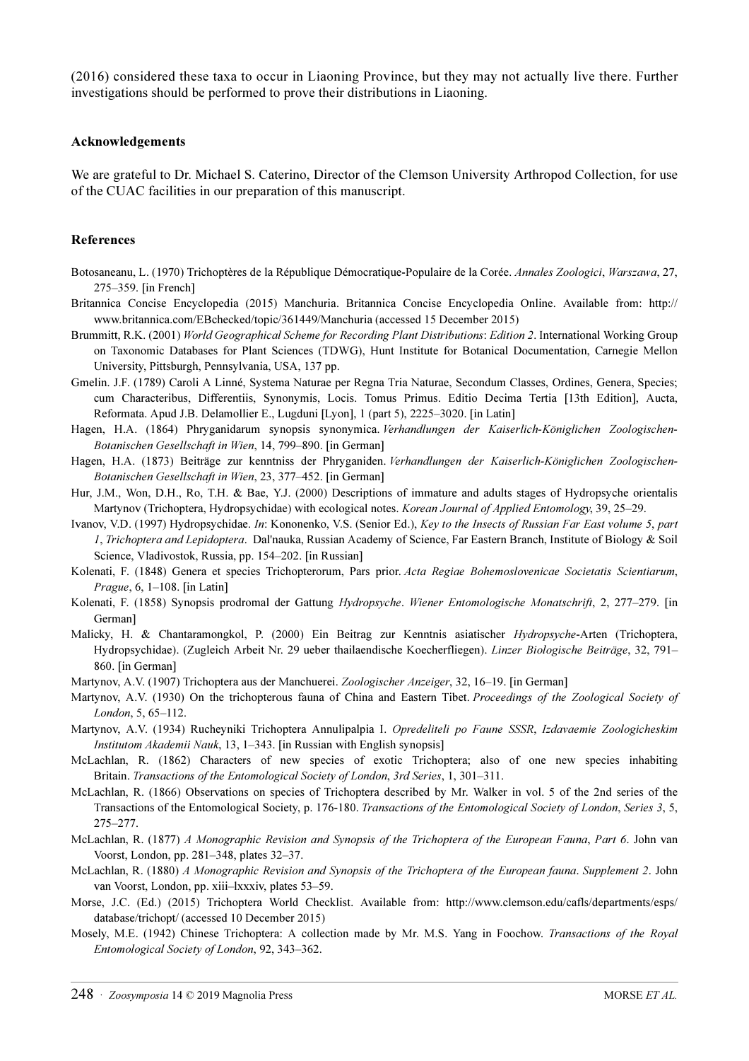(2016) considered these taxa to occur in Liaoning Province, but they may not actually live there. Further investigations should be performed to prove their distributions in Liaoning.

## Acknowledgements

We are grateful to Dr. Michael S. Caterino, Director of the Clemson University Arthropod Collection, for use of the CUAC facilities in our preparation of this manuscript.

## References

Botosaneanu, L. (1970) Trichoptères de la République Démocratique-Populaire de la Corée. *Annales Zoologici*, *Warszawa*, 27, 275–359. [in French]

Britannica Concise Encyclopedia (2015) Manchuria. Britannica Concise Encyclopedia Online. Available from: http://www.britannica.com/EBchecked/topic/361449/Manchuria (accessed 15 December 2015)

Brummitt, R.K. (2001) *World Geographical Scheme for Recording Plant Distributions*: *Edition 2*. International Working Group on Taxonomic Databases for Plant Sciences (TDWG), Hunt Institute for Botanical Documentation, Carnegie Mellon University, Pittsburgh, Pennsylvania, USA, 137 pp.

Gmelin. J.F. (1789) Caroli A Linné, Systema Naturae per Regna Tria Naturae, Secondum Classes, Ordines, Genera, Species; cum Characteribus, Differentiis, Synonymis, Locis. Tomus Primus. Editio Decima Tertia [13th Edition], Aucta, Reformata. Apud J.B. Delamollier E., Lugduni [Lyon], 1 (part 5), 2225–3020. [in Latin]

Hagen, H.A. (1864) Phryganidarum synopsis synonymica. *Verhandlungen der Kaiserlich-Königlichen Zoologischen-Botanischen Gesellschaft in Wien*, 14, 799–890. [in German]

Hagen, H.A. (1873) Beiträge zur kenntniss der Phryganiden. *Verhandlungen der Kaiserlich-Königlichen Zoologischen-Botanischen Gesellschaft in Wien*, 23, 377–452. [in German]

Hur, J.M., Won, D.H., Ro, T.H. & Bae, Y.J. (2000) Descriptions of immature and adults stages of Hydropsyche orientalis Martynov (Trichoptera, Hydropsychidae) with ecological notes. *Korean Journal of Applied Entomology*, 39, 25–29.

Ivanov, V.D. (1997) Hydropsychidae. *In*: Kononenko, V.S. (Senior Ed.), *Key to the Insects of Russian Far East volume 5*, *part 1*, *Trichoptera and Lepidoptera*. Dal'nauka, Russian Academy of Science, Far Eastern Branch, Institute of Biology & Soil Science, Vladivostok, Russia, pp. 154–202. [in Russian]

Kolenati, F. (1848) Genera et species Trichopterorum, Pars prior. *Acta Regiae Bohemoslovenicae Societatis Scientiarum*, *Prague*, 6, 1–108. [in Latin]

Kolenati, F. (1858) Synopsis prodromal der Gattung *Hydropsyche*. *Wiener Entomologische Monatschrift*, 2, 277–279. [in German]

Malicky, H. & Chantaramongkol, P. (2000) Ein Beitrag zur Kenntnis asiatischer *Hydropsyche*-Arten (Trichoptera, Hydropsychidae). (Zugleich Arbeit Nr. 29 ueber thailaendische Koecherfliegen). *Linzer Biologische Beiträge*, 32, 791–860. [in German]

Martynov, A.V. (1907) Trichoptera aus der Manchuerei. *Zoologischer Anzeiger*, 32, 16–19. [in German]

Martynov, A.V. (1930) On the trichopterous fauna of China and Eastern Tibet. *Proceedings of the Zoological Society of London*, 5, 65–112.

Martynov, A.V. (1934) Rucheyniki Trichoptera Annulipalpia I. *Opredeliteli po Faune SSSR*, *Izdavaemie Zoologicheskim Institutom Akademii Nauk*, 13, 1–343. [in Russian with English synopsis]

McLachlan, R. (1862) Characters of new species of exotic Trichoptera; also of one new species inhabiting Britain. *Transactions of the Entomological Society of London*, *3rd Series*, 1, 301–311.

McLachlan, R. (1866) Observations on species of Trichoptera described by Mr. Walker in vol. 5 of the 2nd series of the Transactions of the Entomological Society, p. 176-180. *Transactions of the Entomological Society of London*, *Series 3*, 5, 275–277.

McLachlan, R. (1877) *A Monographic Revision and Synopsis of the Trichoptera of the European Fauna*, *Part 6*. John van Voorst, London, pp. 281–348, plates 32–37.

McLachlan, R. (1880) *A Monographic Revision and Synopsis of the Trichoptera of the European fauna*. *Supplement 2*. John van Voorst, London, pp. xiii–lxxxiv, plates 53–59.

Morse, J.C. (Ed.) (2015) Trichoptera World Checklist. Available from: http://www.clemson.edu/cafls/departments/esps/database/trichopt/ (accessed 10 December 2015)

Mosely, M.E. (1942) Chinese Trichoptera: A collection made by Mr. M.S. Yang in Foochow. *Transactions of the Royal Entomological Society of London*, 92, 343–362.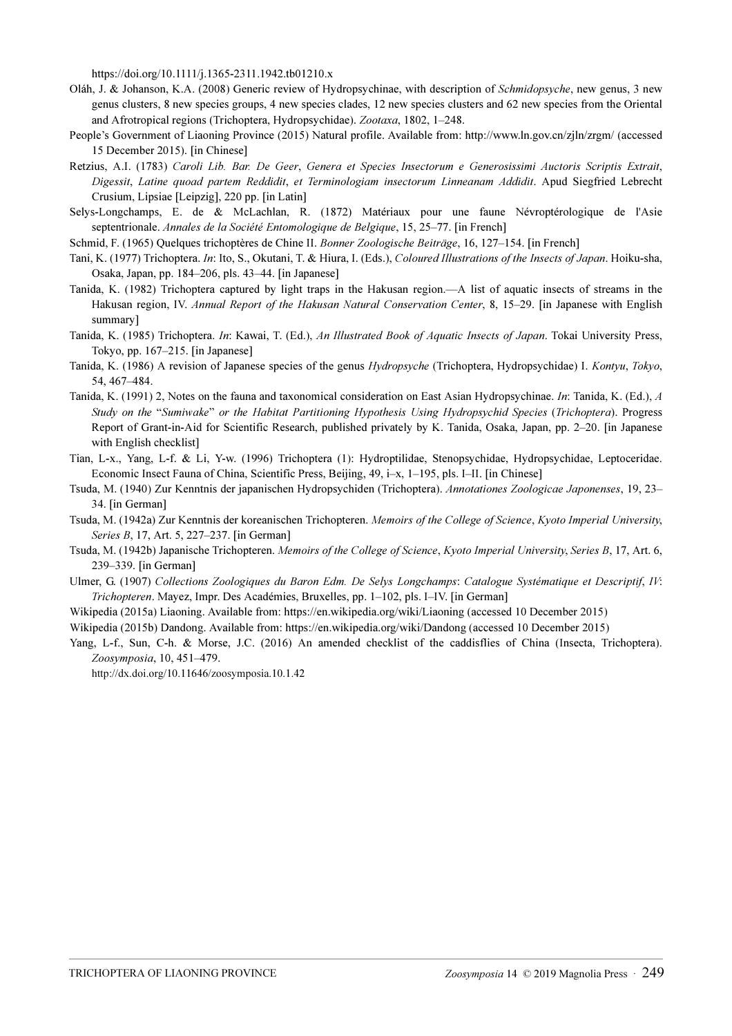https://doi.org/10.1111/j.1365-2311.1942.tb01210.x

Oláh, J. & Johanson, K.A. (2008) Generic review of Hydropsychinae, with description of *Schmidopsyche*, new genus, 3 new genus clusters, 8 new species groups, 4 new species clades, 12 new species clusters and 62 new species from the Oriental and Afrotropical regions (Trichoptera, Hydropsychidae). *Zootaxa*, 1802, 1–248.

People's Government of Liaoning Province (2015) Natural profile. Available from: http://www.ln.gov.cn/zjln/zrgm/ (accessed 15 December 2015). [in Chinese]

Retzius, A.I. (1783) *Caroli Lib. Bar. De Geer*, *Genera et Species Insectorum e Generosissimi Auctoris Scriptis Extrait*, *Digessit*, *Latine quoad partem Reddidit*, *et Terminologiam insectorum Linneanam Addidit*. Apud Siegfried Lebrecht Crusium, Lipsiae [Leipzig], 220 pp. [in Latin]

Selys-Longchamps, E. de & McLachlan, R. (1872) Matériaux pour une faune Névroptérologique de l'Asie septentrionale. *Annales de la Société Entomologique de Belgique*, 15, 25–77. [in French]

Schmid, F. (1965) Quelques trichoptères de Chine II. *Bonner Zoologische Beiträge*, 16, 127–154. [in French]

Tani, K. (1977) Trichoptera. *In*: Ito, S., Okutani, T. & Hiura, I. (Eds.), *Coloured Illustrations of the Insects of Japan*. Hoiku-sha, Osaka, Japan, pp. 184–206, pls. 43–44. [in Japanese]

Tanida, K. (1982) Trichoptera captured by light traps in the Hakusan region.—A list of aquatic insects of streams in the Hakusan region, IV. *Annual Report of the Hakusan Natural Conservation Center*, 8, 15–29. [in Japanese with English summary]

Tanida, K. (1985) Trichoptera. *In*: Kawai, T. (Ed.), *An Illustrated Book of Aquatic Insects of Japan*. Tokai University Press, Tokyo, pp. 167–215. [in Japanese]

Tanida, K. (1986) A revision of Japanese species of the genus *Hydropsyche* (Trichoptera, Hydropsychidae) I. *Kontyu*, *Tokyo*, 54, 467–484.

Tanida, K. (1991) 2, Notes on the fauna and taxonomical consideration on East Asian Hydropsychinae. *In*: Tanida, K. (Ed.), *A Study on the* "*Sumiwake*" *or the Habitat Partitioning Hypothesis Using Hydropsychid Species* (*Trichoptera*). Progress Report of Grant-in-Aid for Scientific Research, published privately by K. Tanida, Osaka, Japan, pp. 2–20. [in Japanese with English checklist]

Tian, L-x., Yang, L-f. & Li, Y-w. (1996) Trichoptera (1): Hydroptilidae, Stenopsychidae, Hydropsychidae, Leptoceridae. Economic Insect Fauna of China, Scientific Press, Beijing, 49, i–x, 1–195, pls. I–II. [in Chinese]

Tsuda, M. (1940) Zur Kenntnis der japanischen Hydropsychiden (Trichoptera). *Annotationes Zoologicae Japonenses*, 19, 23–34. [in German]

Tsuda, M. (1942a) Zur Kenntnis der koreanischen Trichopteren. *Memoirs of the College of Science*, *Kyoto Imperial University*, *Series B*, 17, Art. 5, 227–237. [in German]

Tsuda, M. (1942b) Japanische Trichopteren. *Memoirs of the College of Science*, *Kyoto Imperial University*, *Series B*, 17, Art. 6, 239–339. [in German]

Ulmer, G. (1907) *Collections Zoologiques du Baron Edm. De Selys Longchamps*: *Catalogue Systématique et Descriptif*, *IV*: *Trichopteren*. Mayez, Impr. Des Académies, Bruxelles, pp. 1–102, pls. I–IV. [in German]

Wikipedia (2015a) Liaoning. Available from: https://en.wikipedia.org/wiki/Liaoning (accessed 10 December 2015)

Wikipedia (2015b) Dandong. Available from: https://en.wikipedia.org/wiki/Dandong (accessed 10 December 2015)

Yang, L-f., Sun, C-h. & Morse, J.C. (2016) An amended checklist of the caddisflies of China (Insecta, Trichoptera). *Zoosymposia*, 10, 451–479.
http://dx.doi.org/10.11646/zoosymposia.10.1.42